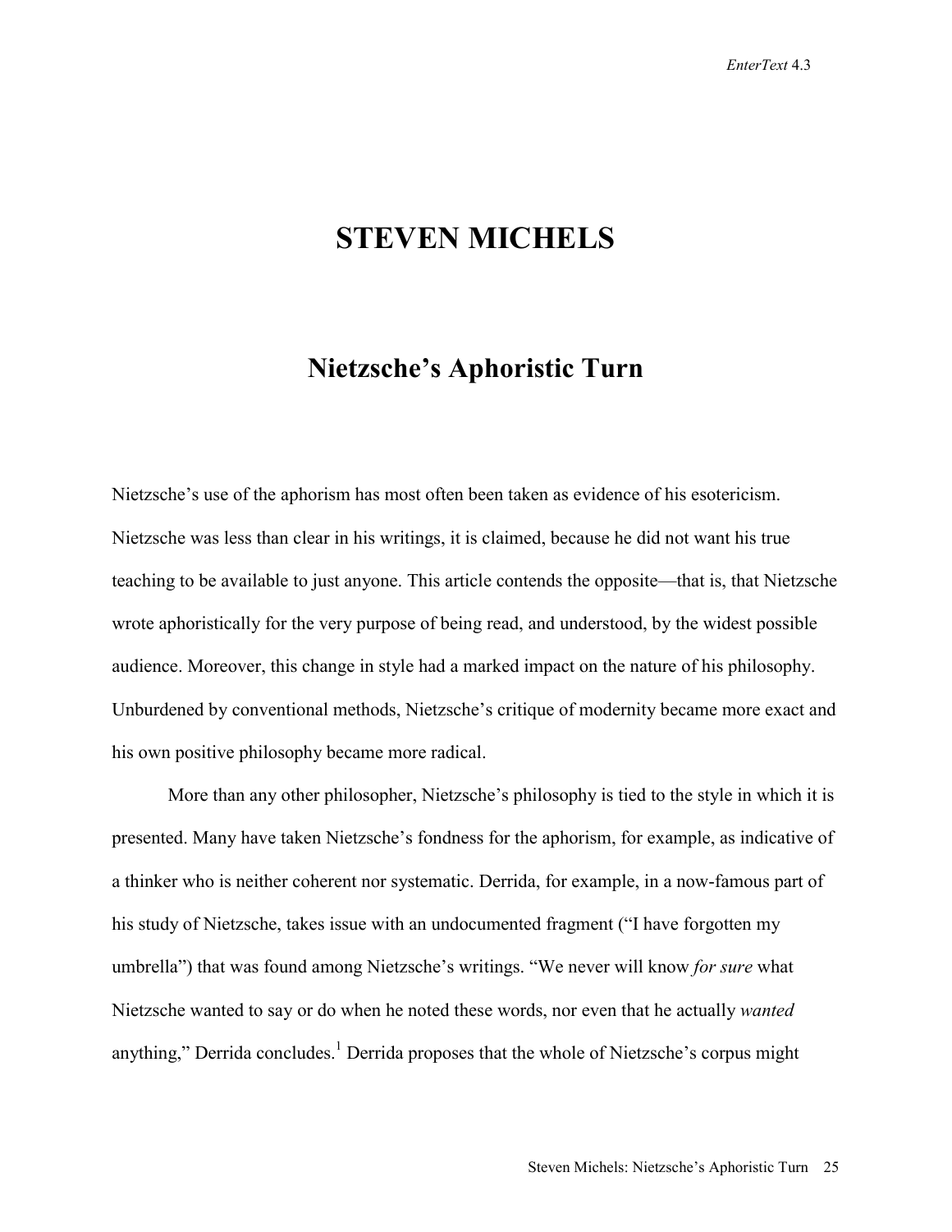# STEVEN MICHELS

## Nietzsche's Aphoristic Turn

Nietzsche's use of the aphorism has most often been taken as evidence of his esotericism. Nietzsche was less than clear in his writings, it is claimed, because he did not want his true teaching to be available to just anyone. This article contends the opposite—that is, that Nietzsche wrote aphoristically for the very purpose of being read, and understood, by the widest possible audience. Moreover, this change in style had a marked impact on the nature of his philosophy. Unburdened by conventional methods, Nietzsche's critique of modernity became more exact and his own positive philosophy became more radical.

More than any other philosopher, Nietzsche's philosophy is tied to the style in which it is presented. Many have taken Nietzsche's fondness for the aphorism, for example, as indicative of a thinker who is neither coherent nor systematic. Derrida, for example, in a now-famous part of his study of Nietzsche, takes issue with an undocumented fragment ("I have forgotten my umbrella") that was found among Nietzsche's writings. "We never will know *for sure* what Nietzsche wanted to say or do when he noted these words, nor even that he actually *wanted* anything," Derrida concludes.[1] Derrida proposes that the whole of Nietzsche's corpus might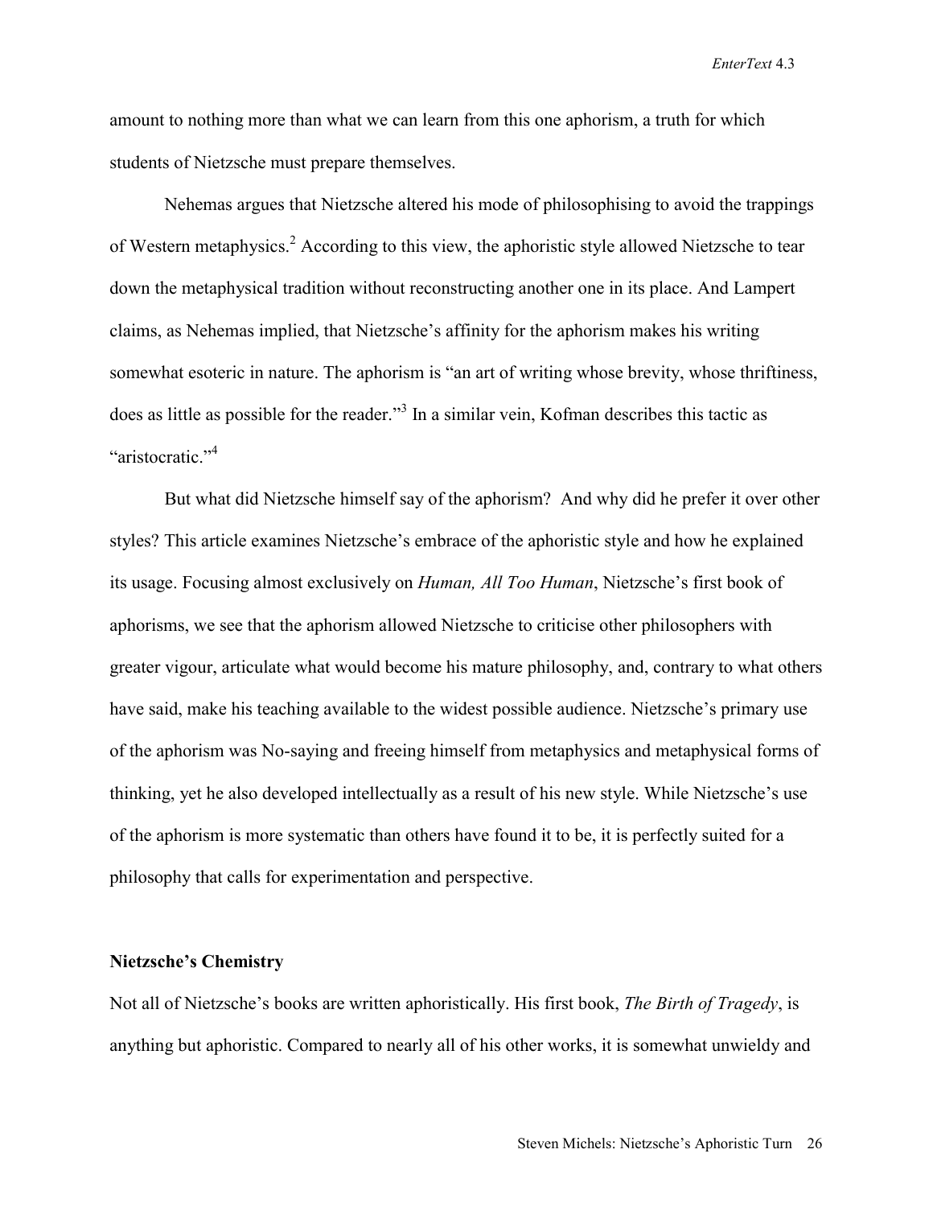amount to nothing more than what we can learn from this one aphorism, a truth for which students of Nietzsche must prepare themselves.

Nehemas argues that Nietzsche altered his mode of philosophising to avoid the trappings of Western metaphysics.[2] According to this view, the aphoristic style allowed Nietzsche to tear down the metaphysical tradition without reconstructing another one in its place. And Lampert claims, as Nehemas implied, that Nietzsche's affinity for the aphorism makes his writing somewhat esoteric in nature. The aphorism is "an art of writing whose brevity, whose thriftiness, does as little as possible for the reader."[3] In a similar vein, Kofman describes this tactic as "aristocratic."[4]

But what did Nietzsche himself say of the aphorism? And why did he prefer it over other styles? This article examines Nietzsche's embrace of the aphoristic style and how he explained its usage. Focusing almost exclusively on *Human, All Too Human*, Nietzsche's first book of aphorisms, we see that the aphorism allowed Nietzsche to criticise other philosophers with greater vigour, articulate what would become his mature philosophy, and, contrary to what others have said, make his teaching available to the widest possible audience. Nietzsche's primary use of the aphorism was No-saying and freeing himself from metaphysics and metaphysical forms of thinking, yet he also developed intellectually as a result of his new style. While Nietzsche's use of the aphorism is more systematic than others have found it to be, it is perfectly suited for a philosophy that calls for experimentation and perspective.

## Nietzsche's Chemistry

Not all of Nietzsche's books are written aphoristically. His first book, *The Birth of Tragedy*, is anything but aphoristic. Compared to nearly all of his other works, it is somewhat unwieldy and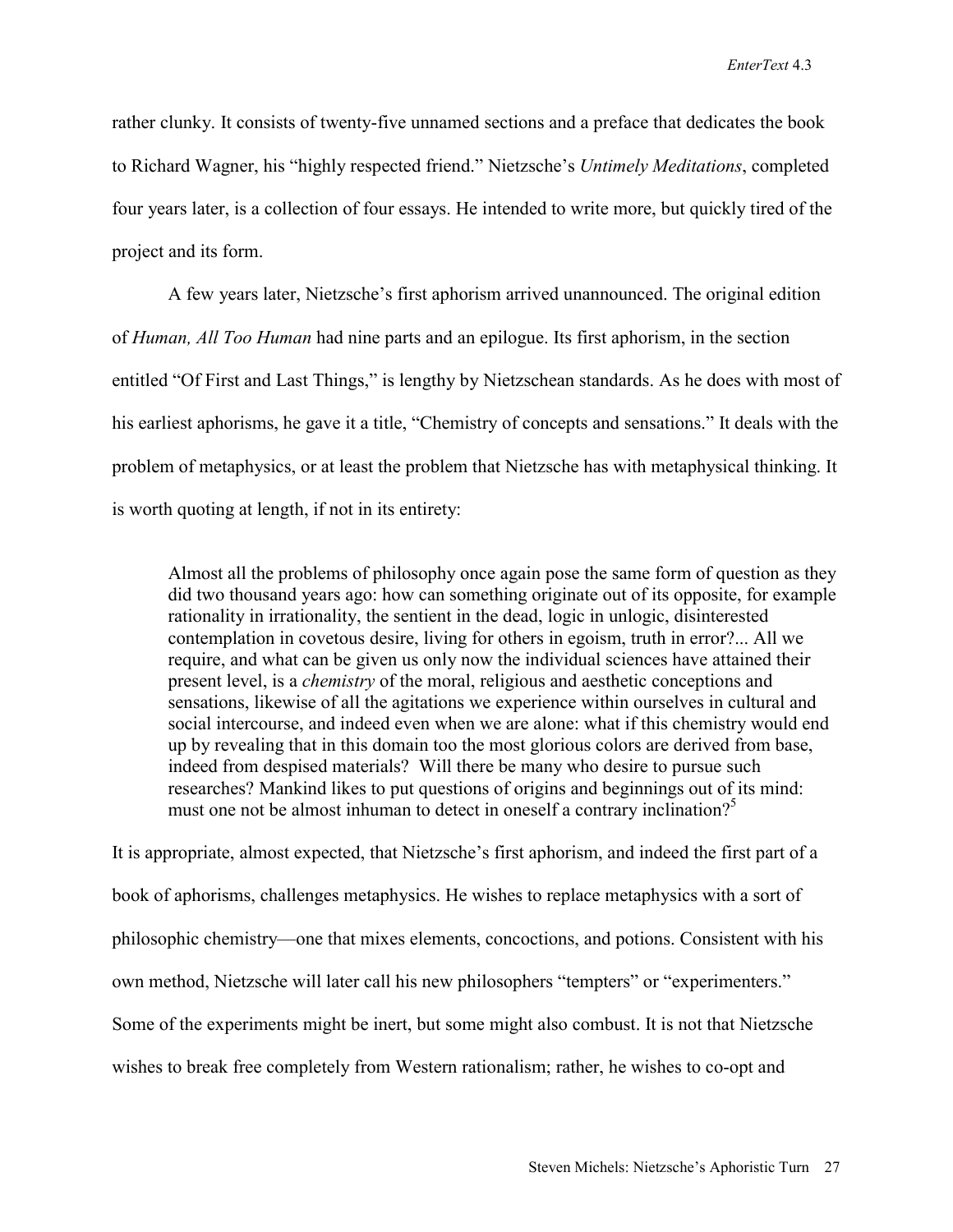rather clunky. It consists of twenty-five unnamed sections and a preface that dedicates the book to Richard Wagner, his "highly respected friend." Nietzsche's *Untimely Meditations*, completed four years later, is a collection of four essays. He intended to write more, but quickly tired of the project and its form.

A few years later, Nietzsche's first aphorism arrived unannounced. The original edition of *Human, All Too Human* had nine parts and an epilogue. Its first aphorism, in the section entitled "Of First and Last Things," is lengthy by Nietzschean standards. As he does with most of his earliest aphorisms, he gave it a title, "Chemistry of concepts and sensations." It deals with the problem of metaphysics, or at least the problem that Nietzsche has with metaphysical thinking. It is worth quoting at length, if not in its entirety:

> Almost all the problems of philosophy once again pose the same form of question as they did two thousand years ago: how can something originate out of its opposite, for example rationality in irrationality, the sentient in the dead, logic in unlogic, disinterested contemplation in covetous desire, living for others in egoism, truth in error?... All we require, and what can be given us only now the individual sciences have attained their present level, is a *chemistry* of the moral, religious and aesthetic conceptions and sensations, likewise of all the agitations we experience within ourselves in cultural and social intercourse, and indeed even when we are alone: what if this chemistry would end up by revealing that in this domain too the most glorious colors are derived from base, indeed from despised materials? Will there be many who desire to pursue such researches? Mankind likes to put questions of origins and beginnings out of its mind: must one not be almost inhuman to detect in oneself a contrary inclination?[5]

It is appropriate, almost expected, that Nietzsche's first aphorism, and indeed the first part of a book of aphorisms, challenges metaphysics. He wishes to replace metaphysics with a sort of philosophic chemistry—one that mixes elements, concoctions, and potions. Consistent with his own method, Nietzsche will later call his new philosophers "tempters" or "experimenters." Some of the experiments might be inert, but some might also combust. It is not that Nietzsche wishes to break free completely from Western rationalism; rather, he wishes to co-opt and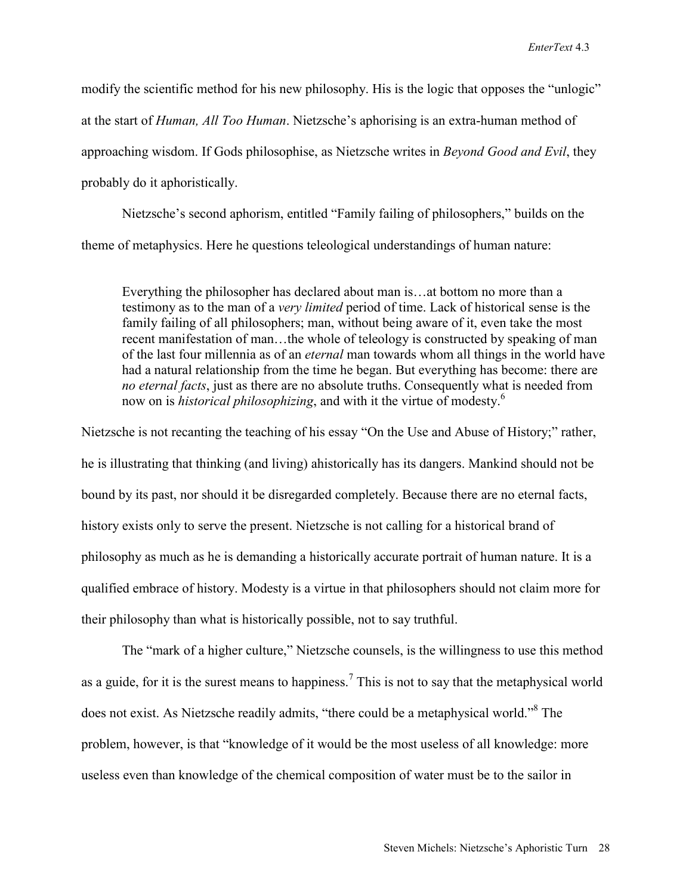modify the scientific method for his new philosophy. His is the logic that opposes the "unlogic" at the start of *Human, All Too Human*. Nietzsche's aphorising is an extra-human method of approaching wisdom. If Gods philosophise, as Nietzsche writes in *Beyond Good and Evil*, they probably do it aphoristically.

Nietzsche's second aphorism, entitled "Family failing of philosophers," builds on the theme of metaphysics. Here he questions teleological understandings of human nature:

> Everything the philosopher has declared about man is…at bottom no more than a testimony as to the man of a *very limited* period of time. Lack of historical sense is the family failing of all philosophers; man, without being aware of it, even take the most recent manifestation of man…the whole of teleology is constructed by speaking of man of the last four millennia as of an *eternal* man towards whom all things in the world have had a natural relationship from the time he began. But everything has become: there are *no eternal facts*, just as there are no absolute truths. Consequently what is needed from now on is *historical philosophizing*, and with it the virtue of modesty.[6]

Nietzsche is not recanting the teaching of his essay "On the Use and Abuse of History;" rather, he is illustrating that thinking (and living) ahistorically has its dangers. Mankind should not be bound by its past, nor should it be disregarded completely. Because there are no eternal facts, history exists only to serve the present. Nietzsche is not calling for a historical brand of philosophy as much as he is demanding a historically accurate portrait of human nature. It is a qualified embrace of history. Modesty is a virtue in that philosophers should not claim more for their philosophy than what is historically possible, not to say truthful.

The "mark of a higher culture," Nietzsche counsels, is the willingness to use this method as a guide, for it is the surest means to happiness.[7] This is not to say that the metaphysical world does not exist. As Nietzsche readily admits, "there could be a metaphysical world."[8] The problem, however, is that "knowledge of it would be the most useless of all knowledge: more useless even than knowledge of the chemical composition of water must be to the sailor in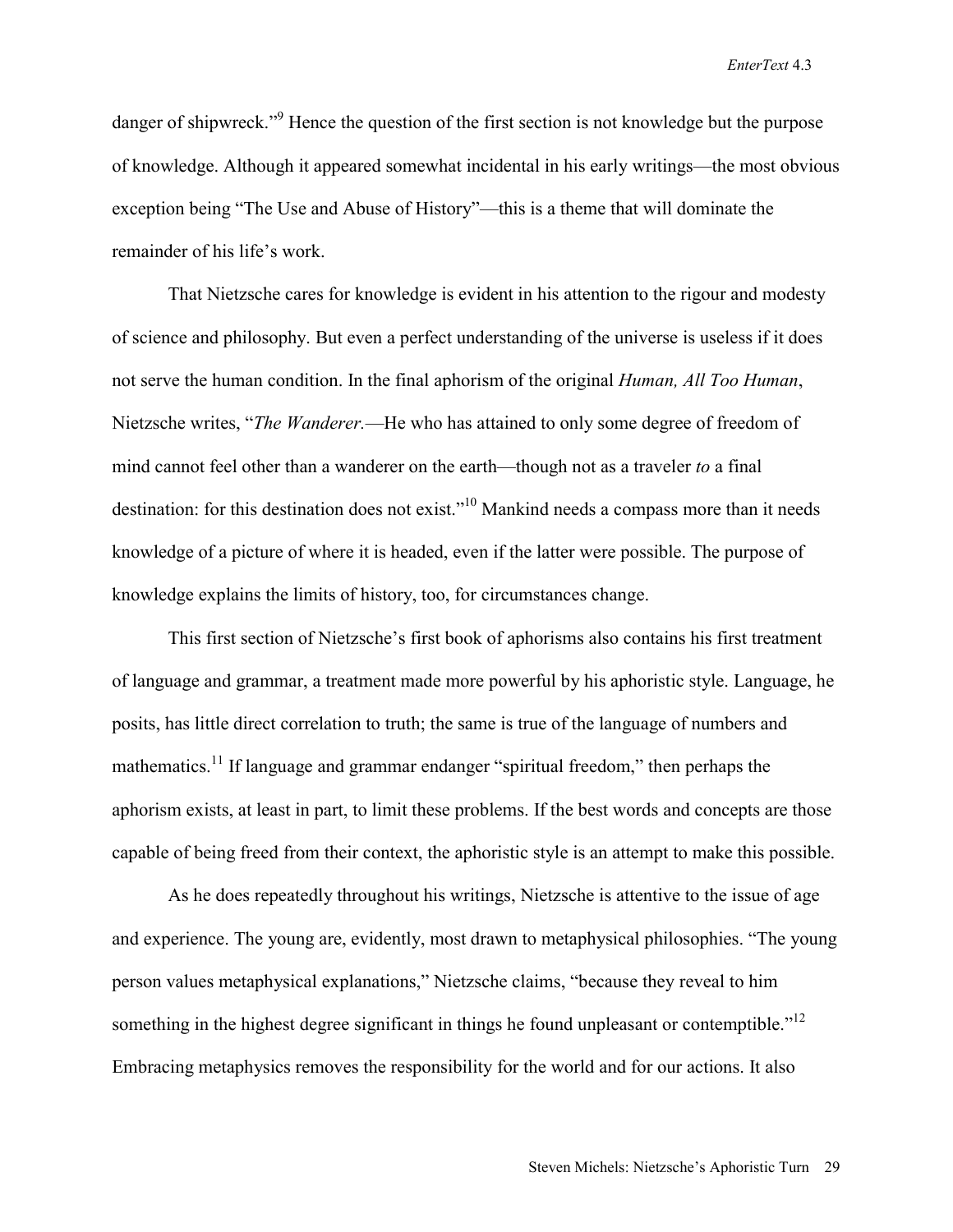danger of shipwreck."[9] Hence the question of the first section is not knowledge but the purpose of knowledge. Although it appeared somewhat incidental in his early writings—the most obvious exception being "The Use and Abuse of History"—this is a theme that will dominate the remainder of his life's work.

That Nietzsche cares for knowledge is evident in his attention to the rigour and modesty of science and philosophy. But even a perfect understanding of the universe is useless if it does not serve the human condition. In the final aphorism of the original *Human, All Too Human*, Nietzsche writes, "*The Wanderer.*—He who has attained to only some degree of freedom of mind cannot feel other than a wanderer on the earth—though not as a traveler *to* a final destination: for this destination does not exist."[10] Mankind needs a compass more than it needs knowledge of a picture of where it is headed, even if the latter were possible. The purpose of knowledge explains the limits of history, too, for circumstances change.

This first section of Nietzsche's first book of aphorisms also contains his first treatment of language and grammar, a treatment made more powerful by his aphoristic style. Language, he posits, has little direct correlation to truth; the same is true of the language of numbers and mathematics.[11] If language and grammar endanger "spiritual freedom," then perhaps the aphorism exists, at least in part, to limit these problems. If the best words and concepts are those capable of being freed from their context, the aphoristic style is an attempt to make this possible.

As he does repeatedly throughout his writings, Nietzsche is attentive to the issue of age and experience. The young are, evidently, most drawn to metaphysical philosophies. "The young person values metaphysical explanations," Nietzsche claims, "because they reveal to him something in the highest degree significant in things he found unpleasant or contemptible."[12] Embracing metaphysics removes the responsibility for the world and for our actions. It also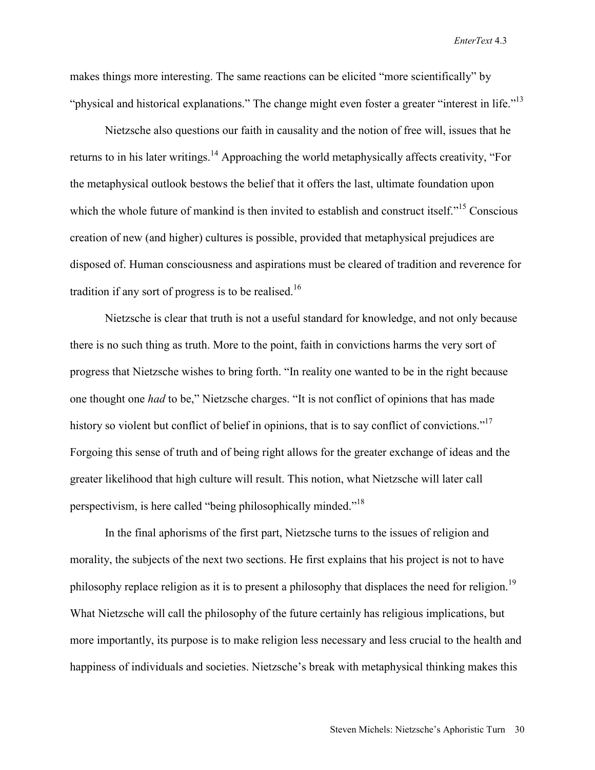makes things more interesting. The same reactions can be elicited "more scientifically" by "physical and historical explanations." The change might even foster a greater "interest in life."[13]

Nietzsche also questions our faith in causality and the notion of free will, issues that he returns to in his later writings.[14] Approaching the world metaphysically affects creativity, "For the metaphysical outlook bestows the belief that it offers the last, ultimate foundation upon which the whole future of mankind is then invited to establish and construct itself."[15] Conscious creation of new (and higher) cultures is possible, provided that metaphysical prejudices are disposed of. Human consciousness and aspirations must be cleared of tradition and reverence for tradition if any sort of progress is to be realised.[16]

Nietzsche is clear that truth is not a useful standard for knowledge, and not only because there is no such thing as truth. More to the point, faith in convictions harms the very sort of progress that Nietzsche wishes to bring forth. "In reality one wanted to be in the right because one thought one *had* to be," Nietzsche charges. "It is not conflict of opinions that has made history so violent but conflict of belief in opinions, that is to say conflict of convictions."[17] Forgoing this sense of truth and of being right allows for the greater exchange of ideas and the greater likelihood that high culture will result. This notion, what Nietzsche will later call perspectivism, is here called "being philosophically minded."[18]

In the final aphorisms of the first part, Nietzsche turns to the issues of religion and morality, the subjects of the next two sections. He first explains that his project is not to have philosophy replace religion as it is to present a philosophy that displaces the need for religion.[19] What Nietzsche will call the philosophy of the future certainly has religious implications, but more importantly, its purpose is to make religion less necessary and less crucial to the health and happiness of individuals and societies. Nietzsche's break with metaphysical thinking makes this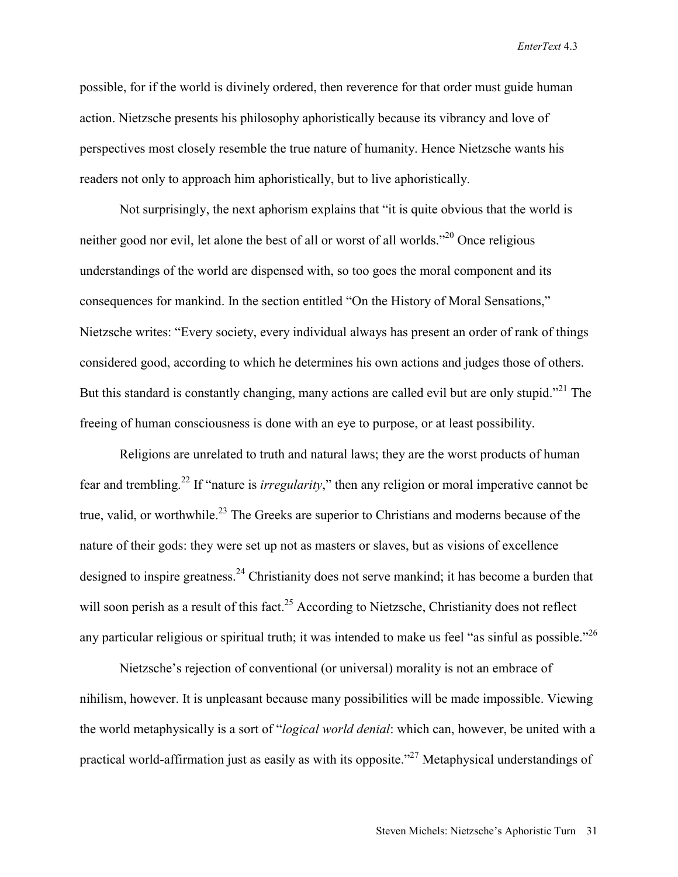possible, for if the world is divinely ordered, then reverence for that order must guide human action. Nietzsche presents his philosophy aphoristically because its vibrancy and love of perspectives most closely resemble the true nature of humanity. Hence Nietzsche wants his readers not only to approach him aphoristically, but to live aphoristically.

Not surprisingly, the next aphorism explains that "it is quite obvious that the world is neither good nor evil, let alone the best of all or worst of all worlds."[20] Once religious understandings of the world are dispensed with, so too goes the moral component and its consequences for mankind. In the section entitled "On the History of Moral Sensations," Nietzsche writes: "Every society, every individual always has present an order of rank of things considered good, according to which he determines his own actions and judges those of others. But this standard is constantly changing, many actions are called evil but are only stupid."[21] The freeing of human consciousness is done with an eye to purpose, or at least possibility.

Religions are unrelated to truth and natural laws; they are the worst products of human fear and trembling.[22] If "nature is *irregularity*," then any religion or moral imperative cannot be true, valid, or worthwhile.[23] The Greeks are superior to Christians and moderns because of the nature of their gods: they were set up not as masters or slaves, but as visions of excellence designed to inspire greatness.[24] Christianity does not serve mankind; it has become a burden that will soon perish as a result of this fact.[25] According to Nietzsche, Christianity does not reflect any particular religious or spiritual truth; it was intended to make us feel "as sinful as possible."[26]

Nietzsche's rejection of conventional (or universal) morality is not an embrace of nihilism, however. It is unpleasant because many possibilities will be made impossible. Viewing the world metaphysically is a sort of "*logical world denial*: which can, however, be united with a practical world-affirmation just as easily as with its opposite."[27] Metaphysical understandings of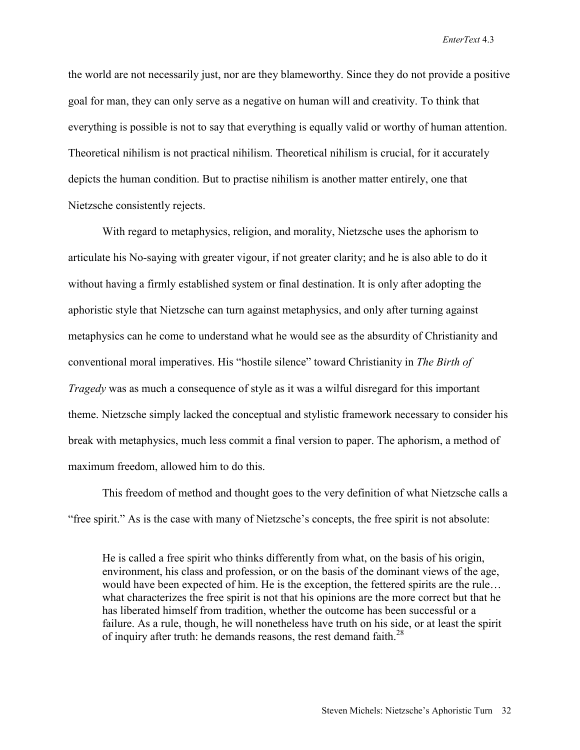the world are not necessarily just, nor are they blameworthy. Since they do not provide a positive goal for man, they can only serve as a negative on human will and creativity. To think that everything is possible is not to say that everything is equally valid or worthy of human attention. Theoretical nihilism is not practical nihilism. Theoretical nihilism is crucial, for it accurately depicts the human condition. But to practise nihilism is another matter entirely, one that Nietzsche consistently rejects.

With regard to metaphysics, religion, and morality, Nietzsche uses the aphorism to articulate his No-saying with greater vigour, if not greater clarity; and he is also able to do it without having a firmly established system or final destination. It is only after adopting the aphoristic style that Nietzsche can turn against metaphysics, and only after turning against metaphysics can he come to understand what he would see as the absurdity of Christianity and conventional moral imperatives. His "hostile silence" toward Christianity in *The Birth of Tragedy* was as much a consequence of style as it was a wilful disregard for this important theme. Nietzsche simply lacked the conceptual and stylistic framework necessary to consider his break with metaphysics, much less commit a final version to paper. The aphorism, a method of maximum freedom, allowed him to do this.

This freedom of method and thought goes to the very definition of what Nietzsche calls a "free spirit." As is the case with many of Nietzsche's concepts, the free spirit is not absolute:

> He is called a free spirit who thinks differently from what, on the basis of his origin, environment, his class and profession, or on the basis of the dominant views of the age, would have been expected of him. He is the exception, the fettered spirits are the rule… what characterizes the free spirit is not that his opinions are the more correct but that he has liberated himself from tradition, whether the outcome has been successful or a failure. As a rule, though, he will nonetheless have truth on his side, or at least the spirit of inquiry after truth: he demands reasons, the rest demand faith.[28]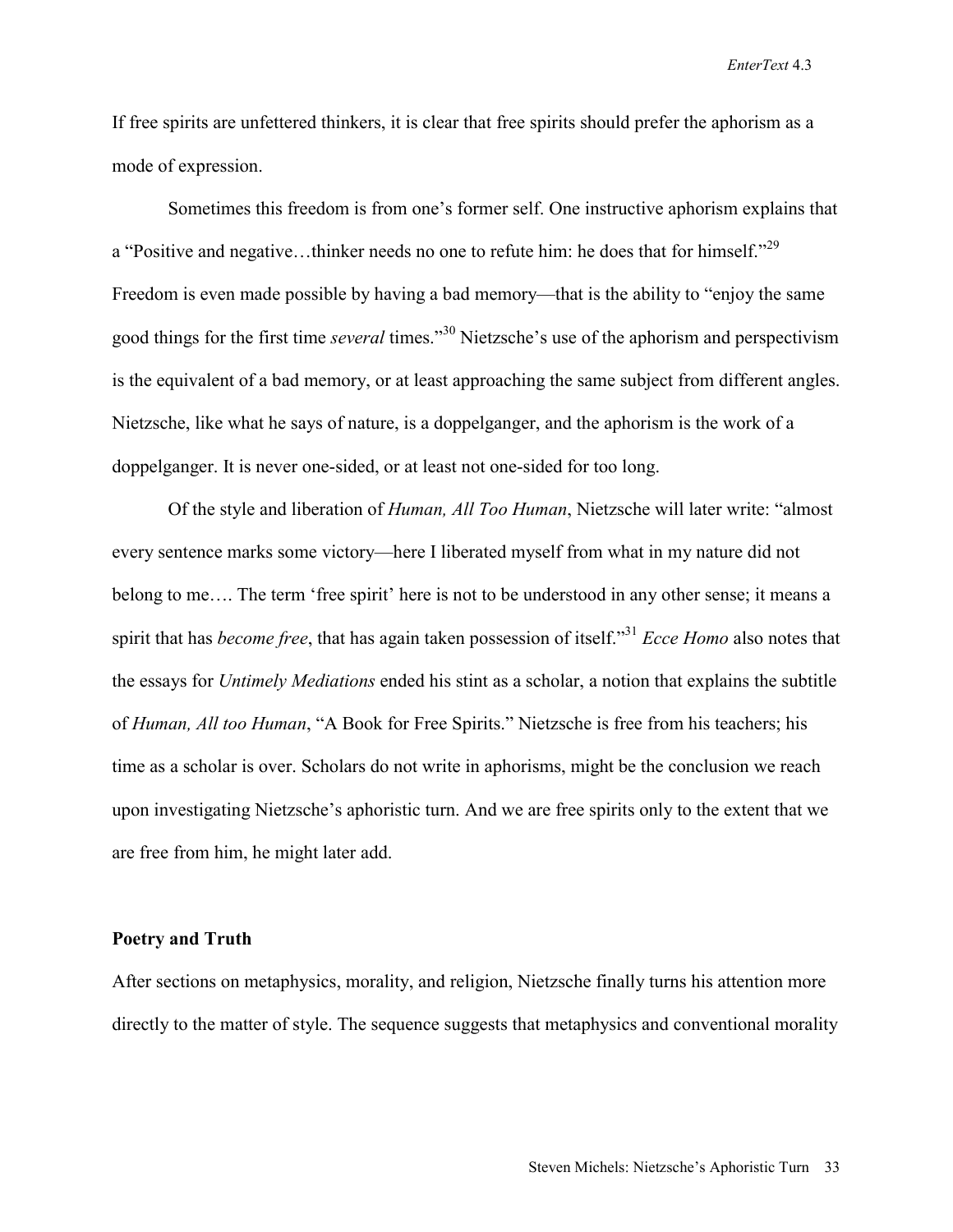If free spirits are unfettered thinkers, it is clear that free spirits should prefer the aphorism as a mode of expression.

Sometimes this freedom is from one's former self. One instructive aphorism explains that a "Positive and negative…thinker needs no one to refute him: he does that for himself."[29] Freedom is even made possible by having a bad memory—that is the ability to "enjoy the same good things for the first time *several* times."[30] Nietzsche's use of the aphorism and perspectivism is the equivalent of a bad memory, or at least approaching the same subject from different angles. Nietzsche, like what he says of nature, is a doppelganger, and the aphorism is the work of a doppelganger. It is never one-sided, or at least not one-sided for too long.

Of the style and liberation of *Human, All Too Human*, Nietzsche will later write: "almost every sentence marks some victory—here I liberated myself from what in my nature did not belong to me…. The term 'free spirit' here is not to be understood in any other sense; it means a spirit that has *become free*, that has again taken possession of itself."[31] *Ecce Homo* also notes that the essays for *Untimely Mediations* ended his stint as a scholar, a notion that explains the subtitle of *Human, All too Human*, "A Book for Free Spirits." Nietzsche is free from his teachers; his time as a scholar is over. Scholars do not write in aphorisms, might be the conclusion we reach upon investigating Nietzsche's aphoristic turn. And we are free spirits only to the extent that we are free from him, he might later add.

**Poetry and Truth**

After sections on metaphysics, morality, and religion, Nietzsche finally turns his attention more directly to the matter of style. The sequence suggests that metaphysics and conventional morality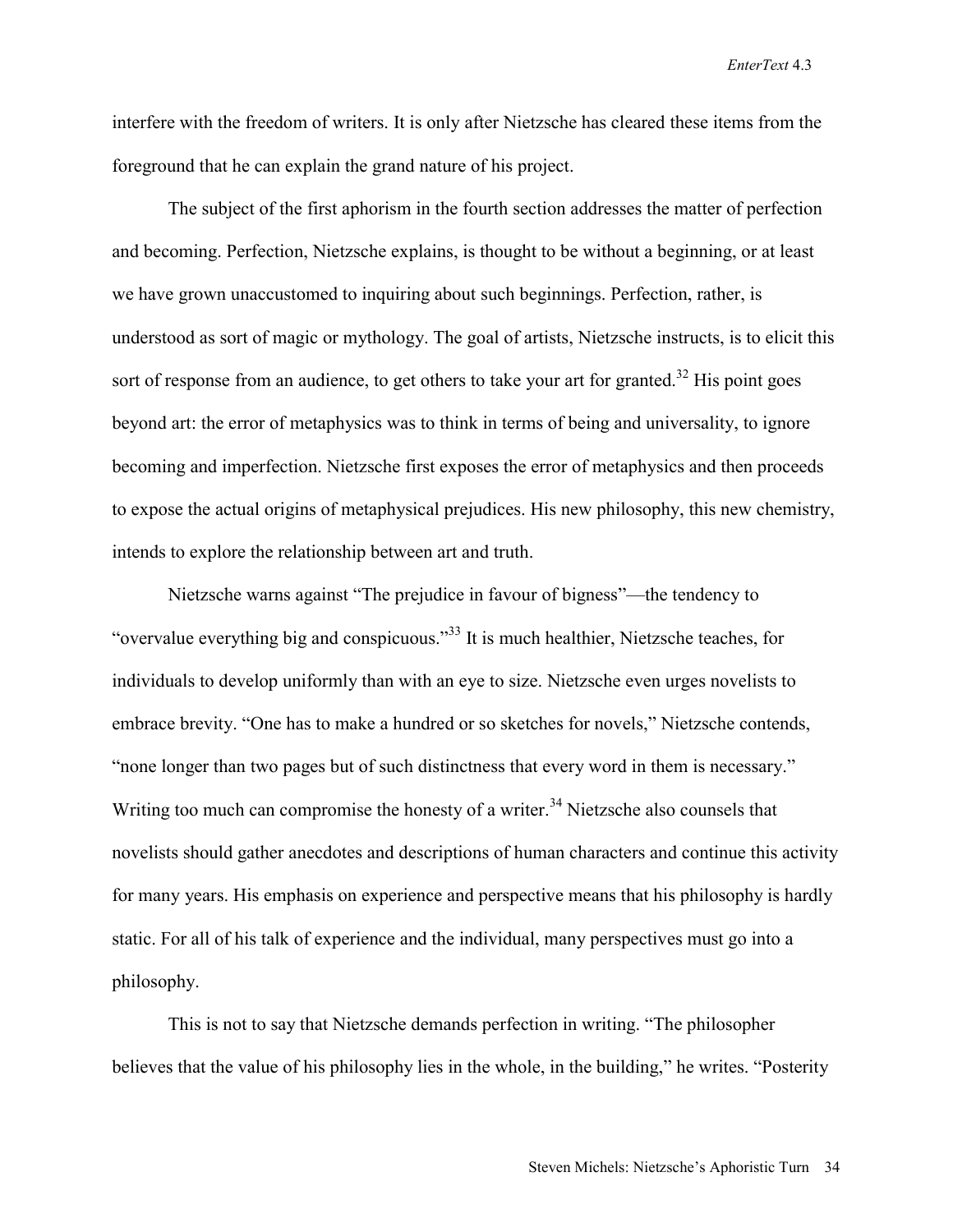interfere with the freedom of writers. It is only after Nietzsche has cleared these items from the foreground that he can explain the grand nature of his project.

The subject of the first aphorism in the fourth section addresses the matter of perfection and becoming. Perfection, Nietzsche explains, is thought to be without a beginning, or at least we have grown unaccustomed to inquiring about such beginnings. Perfection, rather, is understood as sort of magic or mythology. The goal of artists, Nietzsche instructs, is to elicit this sort of response from an audience, to get others to take your art for granted.[32] His point goes beyond art: the error of metaphysics was to think in terms of being and universality, to ignore becoming and imperfection. Nietzsche first exposes the error of metaphysics and then proceeds to expose the actual origins of metaphysical prejudices. His new philosophy, this new chemistry, intends to explore the relationship between art and truth.

Nietzsche warns against "The prejudice in favour of bigness"—the tendency to "overvalue everything big and conspicuous."[33] It is much healthier, Nietzsche teaches, for individuals to develop uniformly than with an eye to size. Nietzsche even urges novelists to embrace brevity. "One has to make a hundred or so sketches for novels," Nietzsche contends, "none longer than two pages but of such distinctness that every word in them is necessary." Writing too much can compromise the honesty of a writer.[34] Nietzsche also counsels that novelists should gather anecdotes and descriptions of human characters and continue this activity for many years. His emphasis on experience and perspective means that his philosophy is hardly static. For all of his talk of experience and the individual, many perspectives must go into a philosophy.

This is not to say that Nietzsche demands perfection in writing. "The philosopher believes that the value of his philosophy lies in the whole, in the building," he writes. "Posterity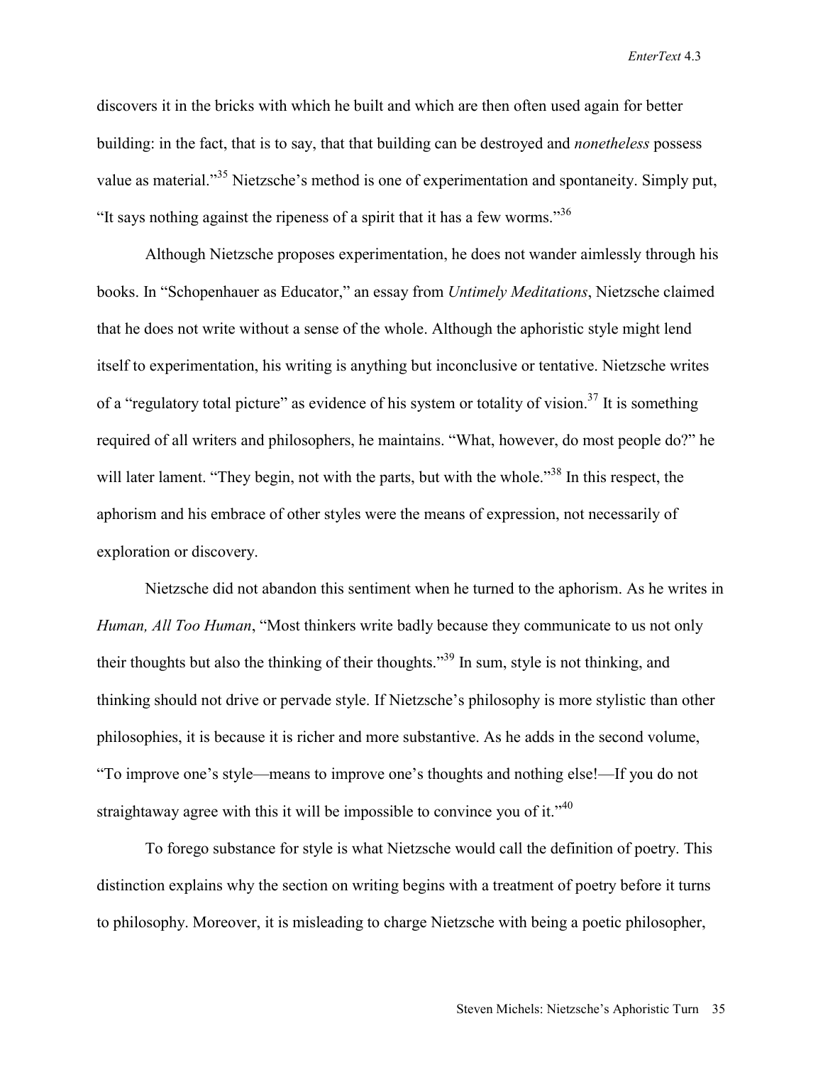discovers it in the bricks with which he built and which are then often used again for better building: in the fact, that is to say, that that building can be destroyed and *nonetheless* possess value as material."[35] Nietzsche's method is one of experimentation and spontaneity. Simply put, "It says nothing against the ripeness of a spirit that it has a few worms."[36]

Although Nietzsche proposes experimentation, he does not wander aimlessly through his books. In "Schopenhauer as Educator," an essay from *Untimely Meditations*, Nietzsche claimed that he does not write without a sense of the whole. Although the aphoristic style might lend itself to experimentation, his writing is anything but inconclusive or tentative. Nietzsche writes of a "regulatory total picture" as evidence of his system or totality of vision.[37] It is something required of all writers and philosophers, he maintains. "What, however, do most people do?" he will later lament. "They begin, not with the parts, but with the whole."[38] In this respect, the aphorism and his embrace of other styles were the means of expression, not necessarily of exploration or discovery.

Nietzsche did not abandon this sentiment when he turned to the aphorism. As he writes in *Human, All Too Human*, "Most thinkers write badly because they communicate to us not only their thoughts but also the thinking of their thoughts."[39] In sum, style is not thinking, and thinking should not drive or pervade style. If Nietzsche's philosophy is more stylistic than other philosophies, it is because it is richer and more substantive. As he adds in the second volume, "To improve one's style—means to improve one's thoughts and nothing else!—If you do not straightaway agree with this it will be impossible to convince you of it."[40]

To forego substance for style is what Nietzsche would call the definition of poetry. This distinction explains why the section on writing begins with a treatment of poetry before it turns to philosophy. Moreover, it is misleading to charge Nietzsche with being a poetic philosopher,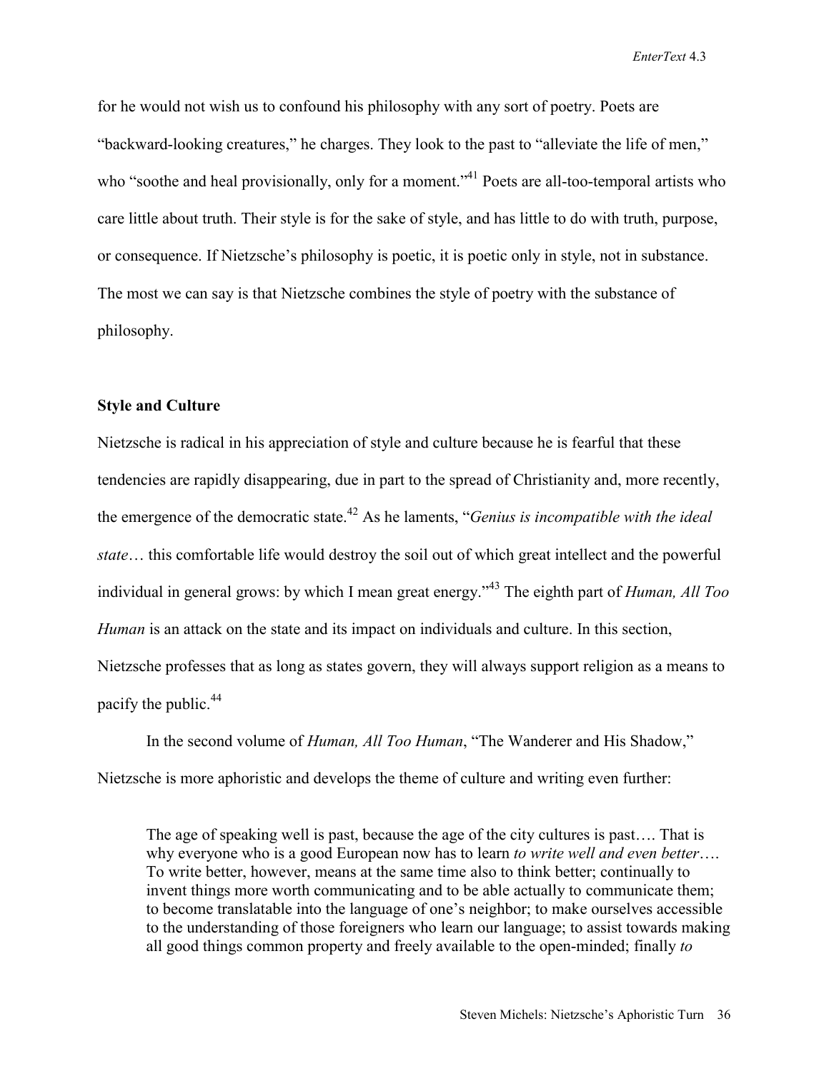for he would not wish us to confound his philosophy with any sort of poetry. Poets are "backward-looking creatures," he charges. They look to the past to "alleviate the life of men," who "soothe and heal provisionally, only for a moment."[41] Poets are all-too-temporal artists who care little about truth. Their style is for the sake of style, and has little to do with truth, purpose, or consequence. If Nietzsche's philosophy is poetic, it is poetic only in style, not in substance. The most we can say is that Nietzsche combines the style of poetry with the substance of philosophy.

**Style and Culture**

Nietzsche is radical in his appreciation of style and culture because he is fearful that these tendencies are rapidly disappearing, due in part to the spread of Christianity and, more recently, the emergence of the democratic state.[42] As he laments, "*Genius is incompatible with the ideal state*… this comfortable life would destroy the soil out of which great intellect and the powerful individual in general grows: by which I mean great energy."[43] The eighth part of *Human, All Too Human* is an attack on the state and its impact on individuals and culture. In this section, Nietzsche professes that as long as states govern, they will always support religion as a means to pacify the public.[44]

In the second volume of *Human, All Too Human*, "The Wanderer and His Shadow," Nietzsche is more aphoristic and develops the theme of culture and writing even further:

> The age of speaking well is past, because the age of the city cultures is past…. That is why everyone who is a good European now has to learn *to write well and even better*…. To write better, however, means at the same time also to think better; continually to invent things more worth communicating and to be able actually to communicate them; to become translatable into the language of one's neighbor; to make ourselves accessible to the understanding of those foreigners who learn our language; to assist towards making all good things common property and freely available to the open-minded; finally *to*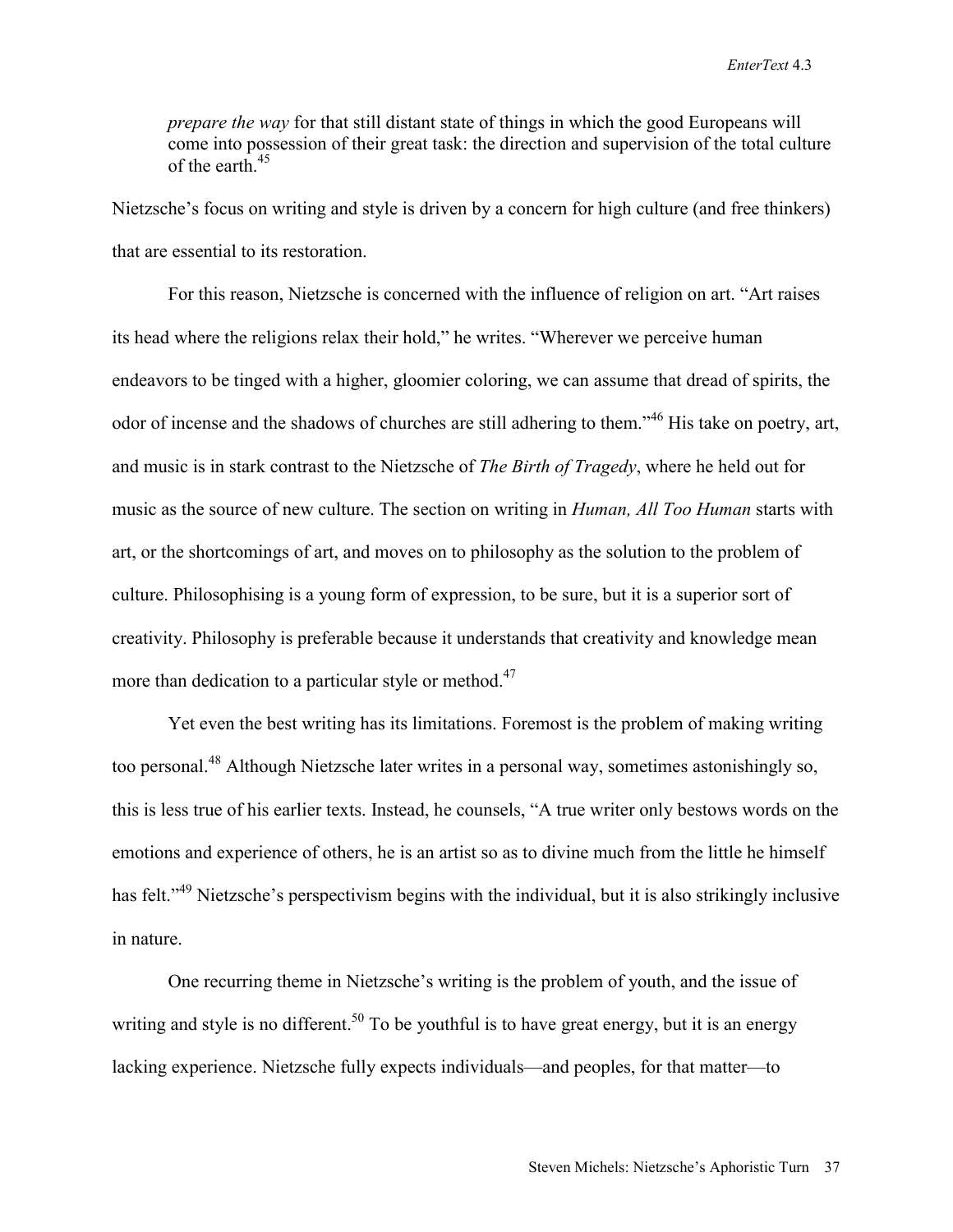> *prepare the way* for that still distant state of things in which the good Europeans will come into possession of their great task: the direction and supervision of the total culture of the earth.[45]

Nietzsche's focus on writing and style is driven by a concern for high culture (and free thinkers) that are essential to its restoration.

For this reason, Nietzsche is concerned with the influence of religion on art. "Art raises its head where the religions relax their hold," he writes. "Wherever we perceive human endeavors to be tinged with a higher, gloomier coloring, we can assume that dread of spirits, the odor of incense and the shadows of churches are still adhering to them."[46] His take on poetry, art, and music is in stark contrast to the Nietzsche of *The Birth of Tragedy*, where he held out for music as the source of new culture. The section on writing in *Human, All Too Human* starts with art, or the shortcomings of art, and moves on to philosophy as the solution to the problem of culture. Philosophising is a young form of expression, to be sure, but it is a superior sort of creativity. Philosophy is preferable because it understands that creativity and knowledge mean more than dedication to a particular style or method.[47]

Yet even the best writing has its limitations. Foremost is the problem of making writing too personal.[48] Although Nietzsche later writes in a personal way, sometimes astonishingly so, this is less true of his earlier texts. Instead, he counsels, "A true writer only bestows words on the emotions and experience of others, he is an artist so as to divine much from the little he himself has felt."[49] Nietzsche's perspectivism begins with the individual, but it is also strikingly inclusive in nature.

One recurring theme in Nietzsche's writing is the problem of youth, and the issue of writing and style is no different.[50] To be youthful is to have great energy, but it is an energy lacking experience. Nietzsche fully expects individuals—and peoples, for that matter—to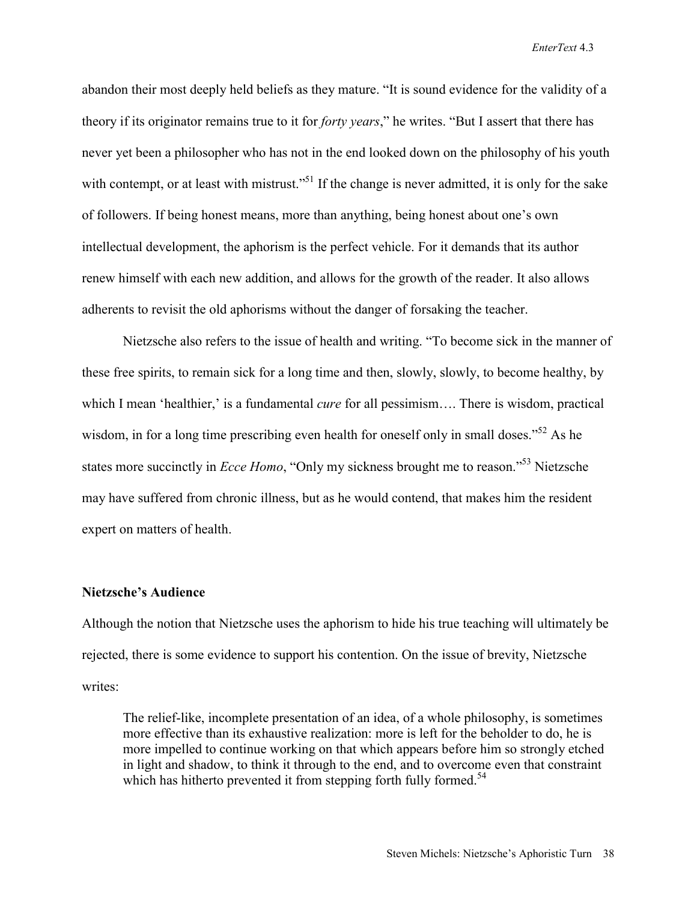abandon their most deeply held beliefs as they mature. “It is sound evidence for the validity of a theory if its originator remains true to it for *forty years*,” he writes. “But I assert that there has never yet been a philosopher who has not in the end looked down on the philosophy of his youth with contempt, or at least with mistrust.”[51] If the change is never admitted, it is only for the sake of followers. If being honest means, more than anything, being honest about one’s own intellectual development, the aphorism is the perfect vehicle. For it demands that its author renew himself with each new addition, and allows for the growth of the reader. It also allows adherents to revisit the old aphorisms without the danger of forsaking the teacher.

Nietzsche also refers to the issue of health and writing. “To become sick in the manner of these free spirits, to remain sick for a long time and then, slowly, slowly, to become healthy, by which I mean ‘healthier,’ is a fundamental *cure* for all pessimism…. There is wisdom, practical wisdom, in for a long time prescribing even health for oneself only in small doses.”[52] As he states more succinctly in *Ecce Homo*, “Only my sickness brought me to reason.”[53] Nietzsche may have suffered from chronic illness, but as he would contend, that makes him the resident expert on matters of health.

**Nietzsche’s Audience**

Although the notion that Nietzsche uses the aphorism to hide his true teaching will ultimately be rejected, there is some evidence to support his contention. On the issue of brevity, Nietzsche writes:

> The relief-like, incomplete presentation of an idea, of a whole philosophy, is sometimes more effective than its exhaustive realization: more is left for the beholder to do, he is more impelled to continue working on that which appears before him so strongly etched in light and shadow, to think it through to the end, and to overcome even that constraint which has hitherto prevented it from stepping forth fully formed.[54]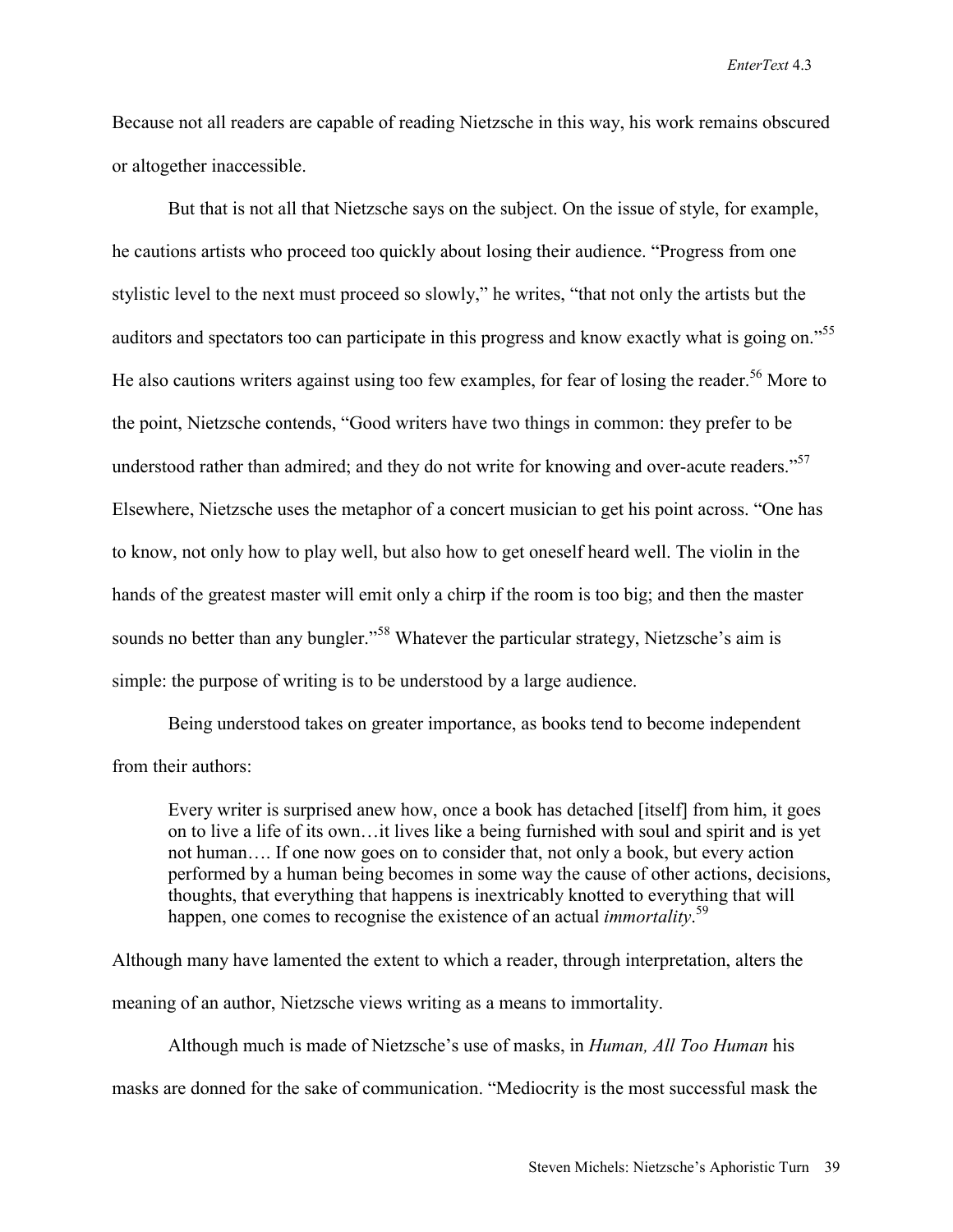Because not all readers are capable of reading Nietzsche in this way, his work remains obscured or altogether inaccessible.

But that is not all that Nietzsche says on the subject. On the issue of style, for example, he cautions artists who proceed too quickly about losing their audience. "Progress from one stylistic level to the next must proceed so slowly," he writes, "that not only the artists but the auditors and spectators too can participate in this progress and know exactly what is going on."[55] He also cautions writers against using too few examples, for fear of losing the reader.[56] More to the point, Nietzsche contends, "Good writers have two things in common: they prefer to be understood rather than admired; and they do not write for knowing and over-acute readers."[57] Elsewhere, Nietzsche uses the metaphor of a concert musician to get his point across. "One has to know, not only how to play well, but also how to get oneself heard well. The violin in the hands of the greatest master will emit only a chirp if the room is too big; and then the master sounds no better than any bungler."[58] Whatever the particular strategy, Nietzsche's aim is simple: the purpose of writing is to be understood by a large audience.

Being understood takes on greater importance, as books tend to become independent from their authors:

> Every writer is surprised anew how, once a book has detached [itself] from him, it goes on to live a life of its own…it lives like a being furnished with soul and spirit and is yet not human…. If one now goes on to consider that, not only a book, but every action performed by a human being becomes in some way the cause of other actions, decisions, thoughts, that everything that happens is inextricably knotted to everything that will happen, one comes to recognise the existence of an actual *immortality*.[59]

Although many have lamented the extent to which a reader, through interpretation, alters the meaning of an author, Nietzsche views writing as a means to immortality.

Although much is made of Nietzsche's use of masks, in *Human, All Too Human* his masks are donned for the sake of communication. "Mediocrity is the most successful mask the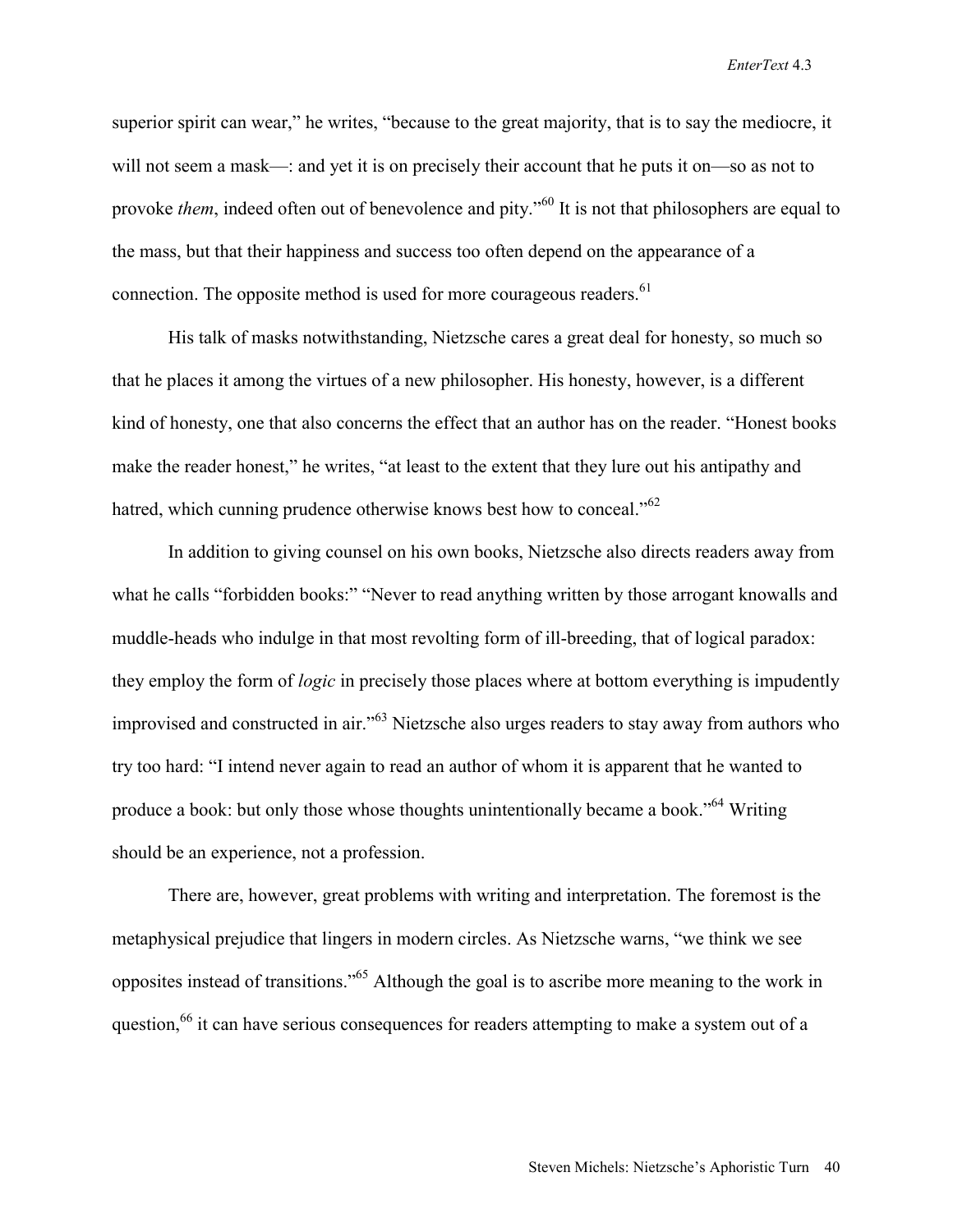superior spirit can wear," he writes, "because to the great majority, that is to say the mediocre, it will not seem a mask—: and yet it is on precisely their account that he puts it on—so as not to provoke *them*, indeed often out of benevolence and pity."[60] It is not that philosophers are equal to the mass, but that their happiness and success too often depend on the appearance of a connection. The opposite method is used for more courageous readers.[61]

His talk of masks notwithstanding, Nietzsche cares a great deal for honesty, so much so that he places it among the virtues of a new philosopher. His honesty, however, is a different kind of honesty, one that also concerns the effect that an author has on the reader. "Honest books make the reader honest," he writes, "at least to the extent that they lure out his antipathy and hatred, which cunning prudence otherwise knows best how to conceal."[62]

In addition to giving counsel on his own books, Nietzsche also directs readers away from what he calls "forbidden books:" "Never to read anything written by those arrogant knowalls and muddle-heads who indulge in that most revolting form of ill-breeding, that of logical paradox: they employ the form of *logic* in precisely those places where at bottom everything is impudently improvised and constructed in air."[63] Nietzsche also urges readers to stay away from authors who try too hard: "I intend never again to read an author of whom it is apparent that he wanted to produce a book: but only those whose thoughts unintentionally became a book."[64] Writing should be an experience, not a profession.

There are, however, great problems with writing and interpretation. The foremost is the metaphysical prejudice that lingers in modern circles. As Nietzsche warns, "we think we see opposites instead of transitions."[65] Although the goal is to ascribe more meaning to the work in question,[66] it can have serious consequences for readers attempting to make a system out of a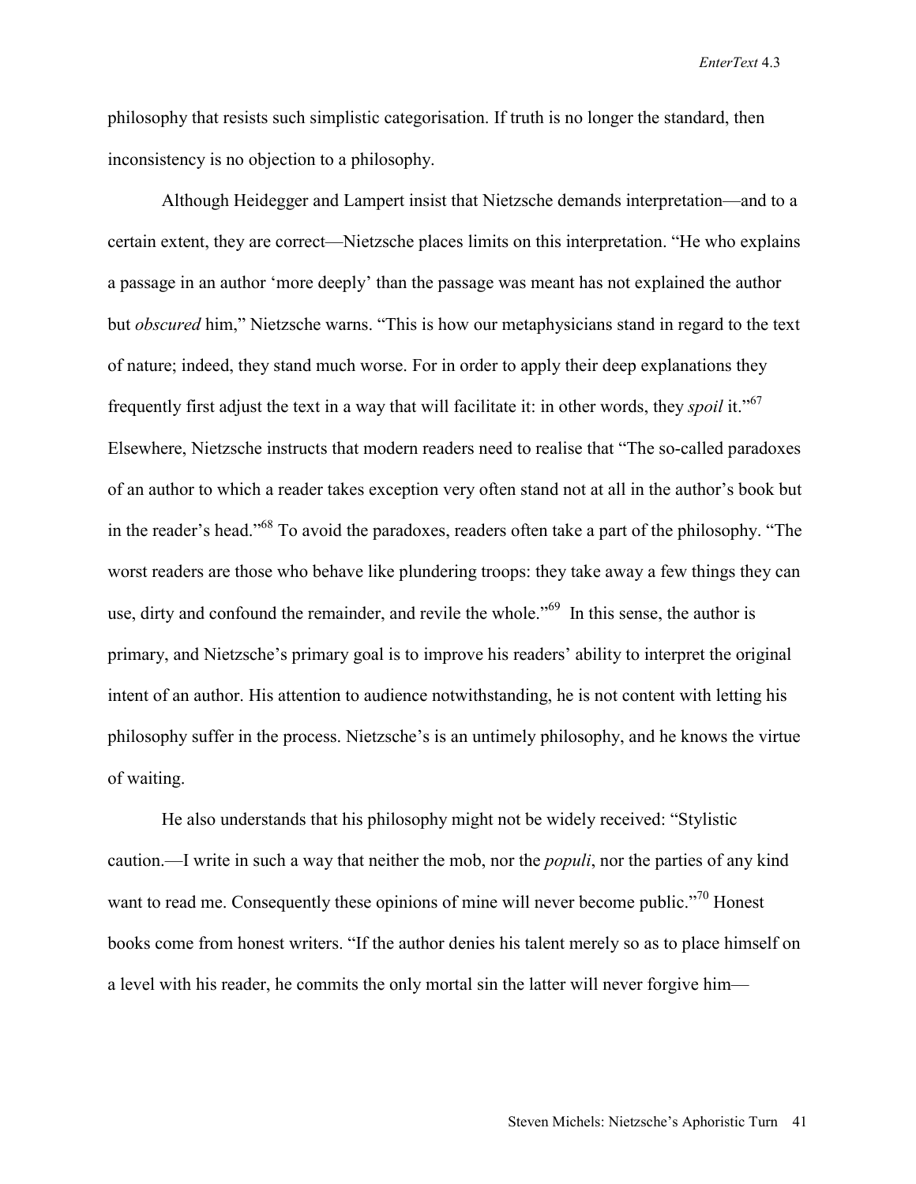philosophy that resists such simplistic categorisation. If truth is no longer the standard, then inconsistency is no objection to a philosophy.

Although Heidegger and Lampert insist that Nietzsche demands interpretation—and to a certain extent, they are correct—Nietzsche places limits on this interpretation. "He who explains a passage in an author 'more deeply' than the passage was meant has not explained the author but *obscured* him," Nietzsche warns. "This is how our metaphysicians stand in regard to the text of nature; indeed, they stand much worse. For in order to apply their deep explanations they frequently first adjust the text in a way that will facilitate it: in other words, they *spoil* it."[67] Elsewhere, Nietzsche instructs that modern readers need to realise that "The so-called paradoxes of an author to which a reader takes exception very often stand not at all in the author's book but in the reader's head."[68] To avoid the paradoxes, readers often take a part of the philosophy. "The worst readers are those who behave like plundering troops: they take away a few things they can use, dirty and confound the remainder, and revile the whole."[69] In this sense, the author is primary, and Nietzsche's primary goal is to improve his readers' ability to interpret the original intent of an author. His attention to audience notwithstanding, he is not content with letting his philosophy suffer in the process. Nietzsche's is an untimely philosophy, and he knows the virtue of waiting.

He also understands that his philosophy might not be widely received: "Stylistic caution.—I write in such a way that neither the mob, nor the *populi*, nor the parties of any kind want to read me. Consequently these opinions of mine will never become public."[70] Honest books come from honest writers. "If the author denies his talent merely so as to place himself on a level with his reader, he commits the only mortal sin the latter will never forgive him—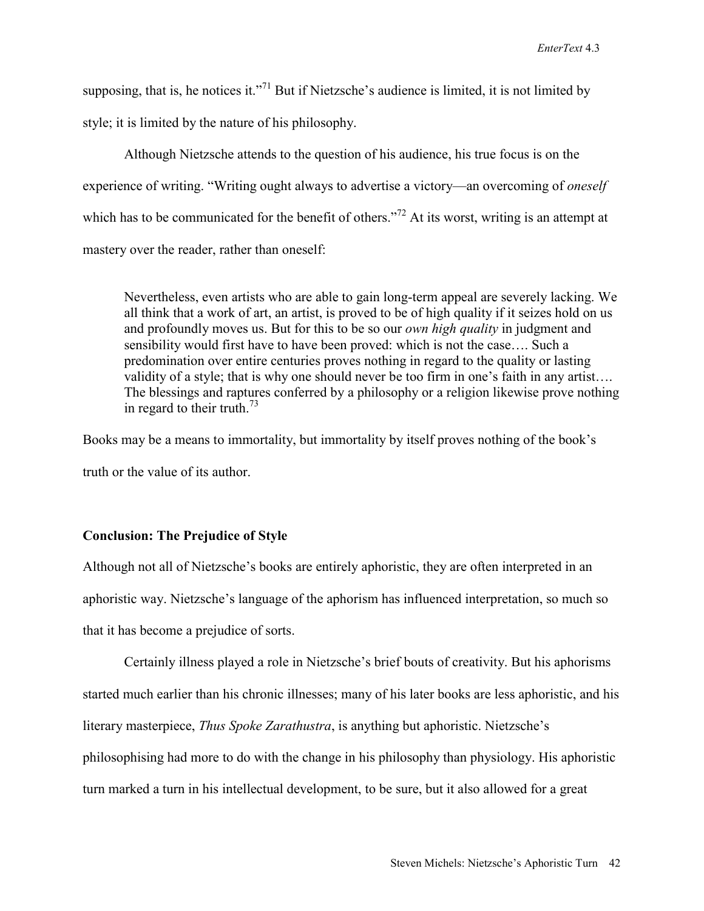supposing, that is, he notices it."[71] But if Nietzsche's audience is limited, it is not limited by style; it is limited by the nature of his philosophy.

Although Nietzsche attends to the question of his audience, his true focus is on the experience of writing. "Writing ought always to advertise a victory—an overcoming of *oneself* which has to be communicated for the benefit of others."[72] At its worst, writing is an attempt at mastery over the reader, rather than oneself:

> Nevertheless, even artists who are able to gain long-term appeal are severely lacking. We all think that a work of art, an artist, is proved to be of high quality if it seizes hold on us and profoundly moves us. But for this to be so our *own high quality* in judgment and sensibility would first have to have been proved: which is not the case…. Such a predomination over entire centuries proves nothing in regard to the quality or lasting validity of a style; that is why one should never be too firm in one's faith in any artist…. The blessings and raptures conferred by a philosophy or a religion likewise prove nothing in regard to their truth.[73]

Books may be a means to immortality, but immortality by itself proves nothing of the book's truth or the value of its author.

## Conclusion: The Prejudice of Style

Although not all of Nietzsche's books are entirely aphoristic, they are often interpreted in an aphoristic way. Nietzsche's language of the aphorism has influenced interpretation, so much so that it has become a prejudice of sorts.

Certainly illness played a role in Nietzsche's brief bouts of creativity. But his aphorisms started much earlier than his chronic illnesses; many of his later books are less aphoristic, and his literary masterpiece, *Thus Spoke Zarathustra*, is anything but aphoristic. Nietzsche's philosophising had more to do with the change in his philosophy than physiology. His aphoristic turn marked a turn in his intellectual development, to be sure, but it also allowed for a great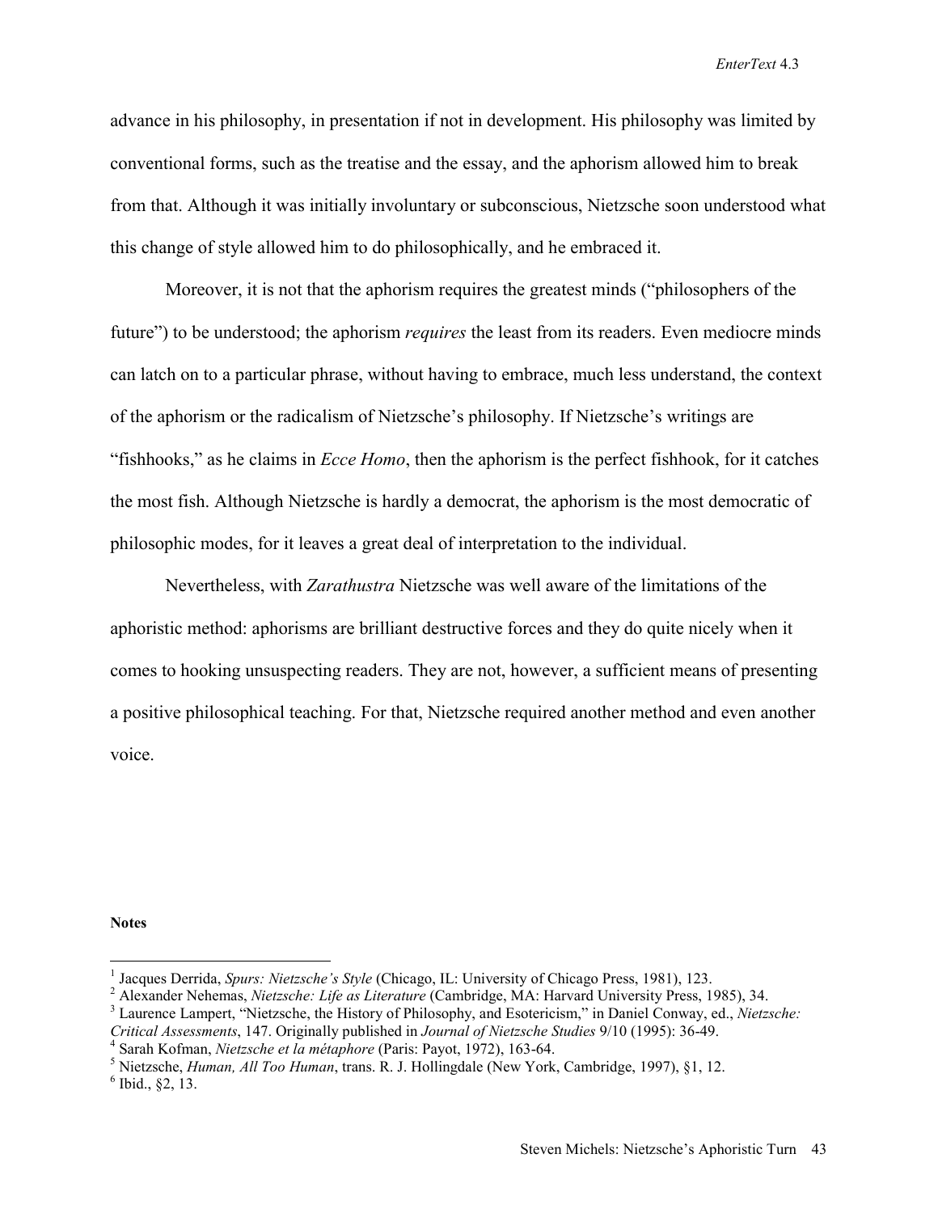advance in his philosophy, in presentation if not in development. His philosophy was limited by conventional forms, such as the treatise and the essay, and the aphorism allowed him to break from that. Although it was initially involuntary or subconscious, Nietzsche soon understood what this change of style allowed him to do philosophically, and he embraced it.

Moreover, it is not that the aphorism requires the greatest minds ("philosophers of the future") to be understood; the aphorism *requires* the least from its readers. Even mediocre minds can latch on to a particular phrase, without having to embrace, much less understand, the context of the aphorism or the radicalism of Nietzsche's philosophy. If Nietzsche's writings are "fishhooks," as he claims in *Ecce Homo*, then the aphorism is the perfect fishhook, for it catches the most fish. Although Nietzsche is hardly a democrat, the aphorism is the most democratic of philosophic modes, for it leaves a great deal of interpretation to the individual.

Nevertheless, with *Zarathustra* Nietzsche was well aware of the limitations of the aphoristic method: aphorisms are brilliant destructive forces and they do quite nicely when it comes to hooking unsuspecting readers. They are not, however, a sufficient means of presenting a positive philosophical teaching. For that, Nietzsche required another method and even another voice.

**Notes**

[1] Jacques Derrida, *Spurs: Nietzsche's Style* (Chicago, IL: University of Chicago Press, 1981), 123.
[2] Alexander Nehemas, *Nietzsche: Life as Literature* (Cambridge, MA: Harvard University Press, 1985), 34.
[3] Laurence Lampert, "Nietzsche, the History of Philosophy, and Esotericism," in Daniel Conway, ed., *Nietzsche: Critical Assessments*, 147. Originally published in *Journal of Nietzsche Studies* 9/10 (1995): 36-49.
[4] Sarah Kofman, *Nietzsche et la métaphore* (Paris: Payot, 1972), 163-64.
[5] Nietzsche, *Human, All Too Human*, trans. R. J. Hollingdale (New York, Cambridge, 1997), §1, 12.
[6] Ibid., §2, 13.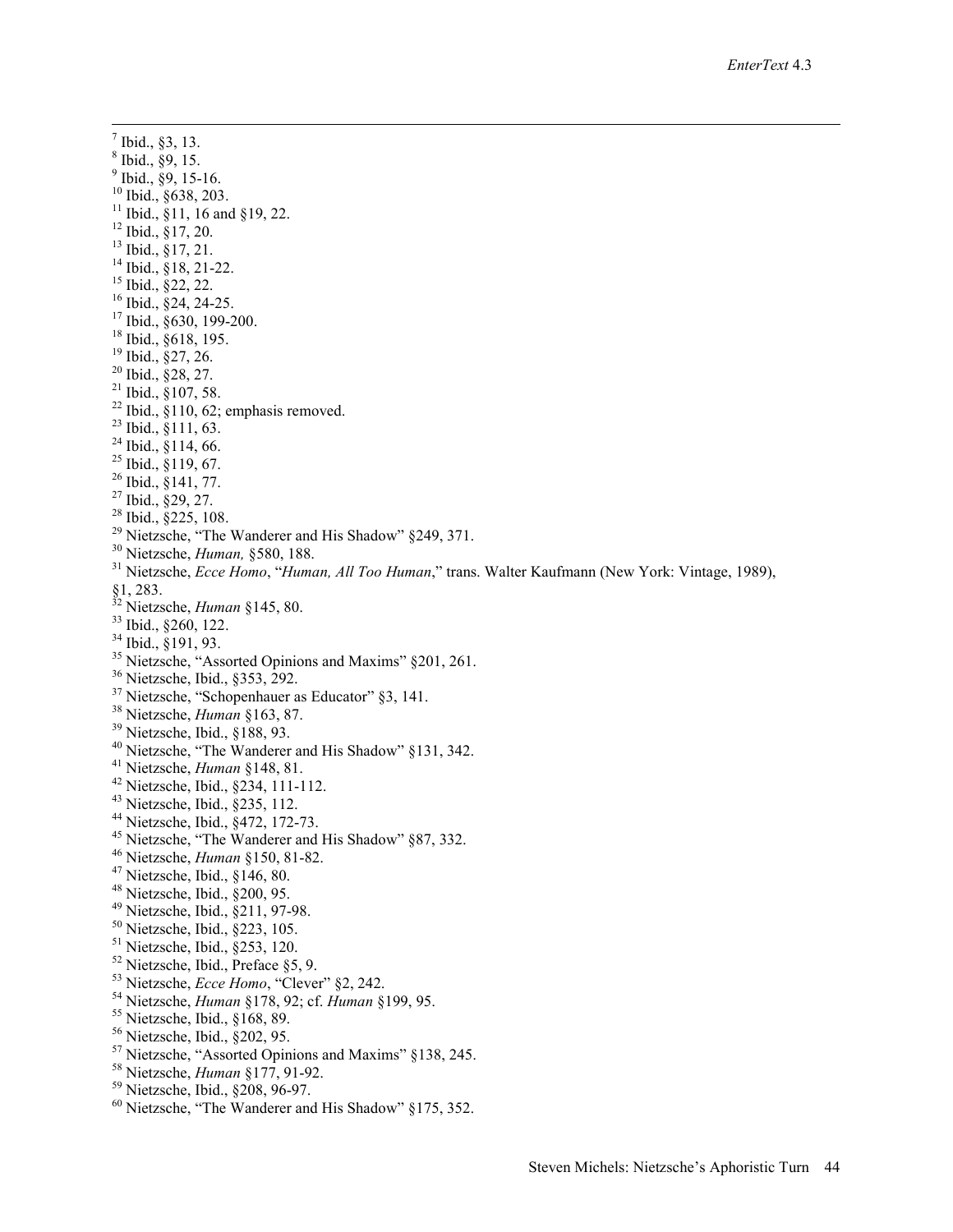[7] Ibid., §3, 13.
[8] Ibid., §9, 15.
[9] Ibid., §9, 15-16.
[10] Ibid., §638, 203.
[11] Ibid., §11, 16 and §19, 22.
[12] Ibid., §17, 20.
[13] Ibid., §17, 21.
[14] Ibid., §18, 21-22.
[15] Ibid., §22, 22.
[16] Ibid., §24, 24-25.
[17] Ibid., §630, 199-200.
[18] Ibid., §618, 195.
[19] Ibid., §27, 26.
[20] Ibid., §28, 27.
[21] Ibid., §107, 58.
[22] Ibid., §110, 62; emphasis removed.
[23] Ibid., §111, 63.
[24] Ibid., §114, 66.
[25] Ibid., §119, 67.
[26] Ibid., §141, 77.
[27] Ibid., §29, 27.
[28] Ibid., §225, 108.
[29] Nietzsche, "The Wanderer and His Shadow" §249, 371.
[30] Nietzsche, *Human,* §580, 188.
[31] Nietzsche, *Ecce Homo*, "*Human, All Too Human*," trans. Walter Kaufmann (New York: Vintage, 1989), §1, 283.
[32] Nietzsche, *Human* §145, 80.
[33] Ibid., §260, 122.
[34] Ibid., §191, 93.
[35] Nietzsche, "Assorted Opinions and Maxims" §201, 261.
[36] Nietzsche, Ibid., §353, 292.
[37] Nietzsche, "Schopenhauer as Educator" §3, 141.
[38] Nietzsche, *Human* §163, 87.
[39] Nietzsche, Ibid., §188, 93.
[40] Nietzsche, "The Wanderer and His Shadow" §131, 342.
[41] Nietzsche, *Human* §148, 81.
[42] Nietzsche, Ibid., §234, 111-112.
[43] Nietzsche, Ibid., §235, 112.
[44] Nietzsche, Ibid., §472, 172-73.
[45] Nietzsche, "The Wanderer and His Shadow" §87, 332.
[46] Nietzsche, *Human* §150, 81-82.
[47] Nietzsche, Ibid., §146, 80.
[48] Nietzsche, Ibid., §200, 95.
[49] Nietzsche, Ibid., §211, 97-98.
[50] Nietzsche, Ibid., §223, 105.
[51] Nietzsche, Ibid., §253, 120.
[52] Nietzsche, Ibid., Preface §5, 9.
[53] Nietzsche, *Ecce Homo*, "Clever" §2, 242.
[54] Nietzsche, *Human* §178, 92; cf. *Human* §199, 95.
[55] Nietzsche, Ibid., §168, 89.
[56] Nietzsche, Ibid., §202, 95.
[57] Nietzsche, "Assorted Opinions and Maxims" §138, 245.
[58] Nietzsche, *Human* §177, 91-92.
[59] Nietzsche, Ibid., §208, 96-97.
[60] Nietzsche, "The Wanderer and His Shadow" §175, 352.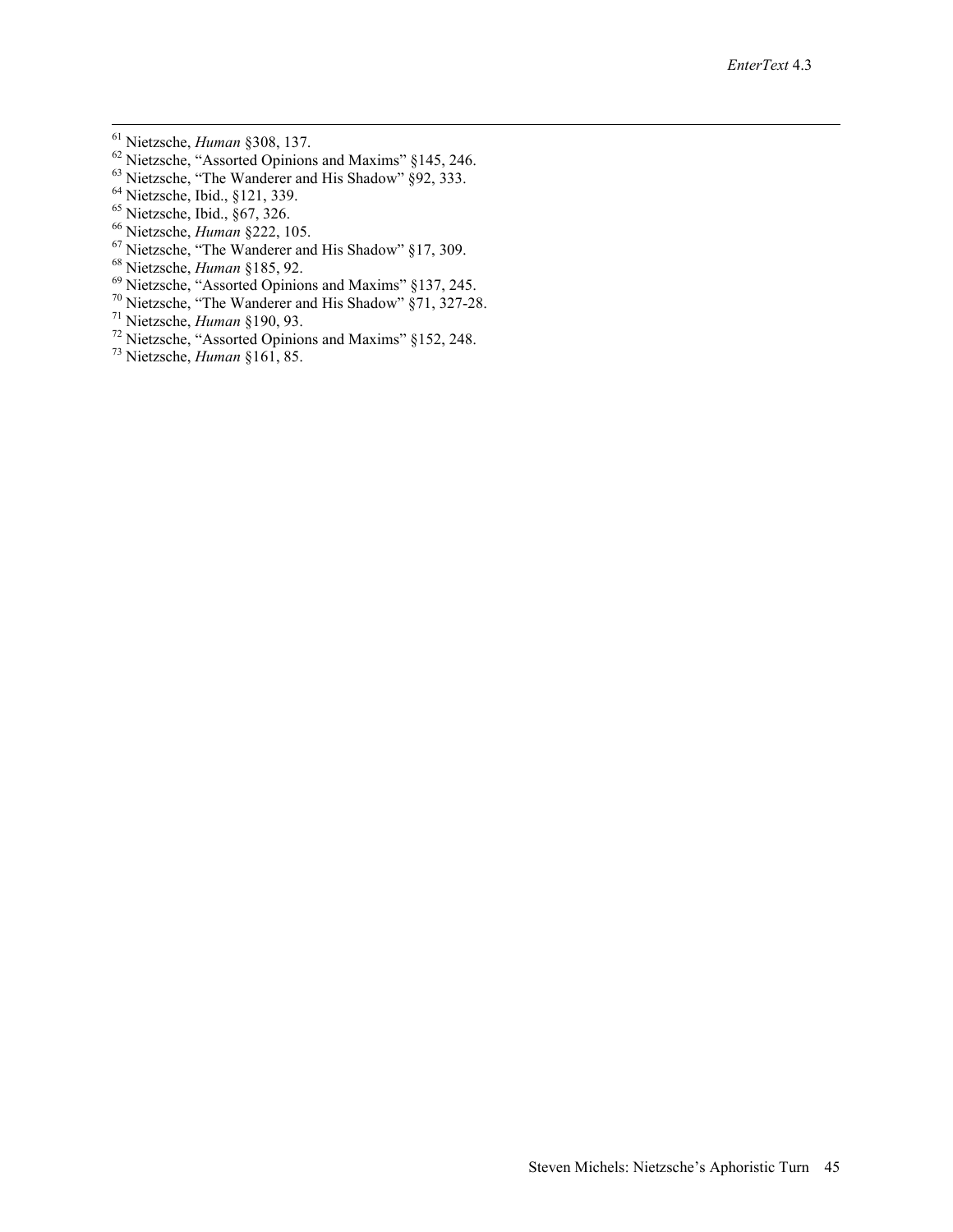[61] Nietzsche, *Human* §308, 137.

[62] Nietzsche, "Assorted Opinions and Maxims" §145, 246.

[63] Nietzsche, "The Wanderer and His Shadow" §92, 333.

[64] Nietzsche, Ibid., §121, 339.

[65] Nietzsche, Ibid., §67, 326.

[66] Nietzsche, *Human* §222, 105.

[67] Nietzsche, "The Wanderer and His Shadow" §17, 309.

[68] Nietzsche, *Human* §185, 92.

[69] Nietzsche, "Assorted Opinions and Maxims" §137, 245.

[70] Nietzsche, "The Wanderer and His Shadow" §71, 327-28.

[71] Nietzsche, *Human* §190, 93.

[72] Nietzsche, "Assorted Opinions and Maxims" §152, 248.

[73] Nietzsche, *Human* §161, 85.